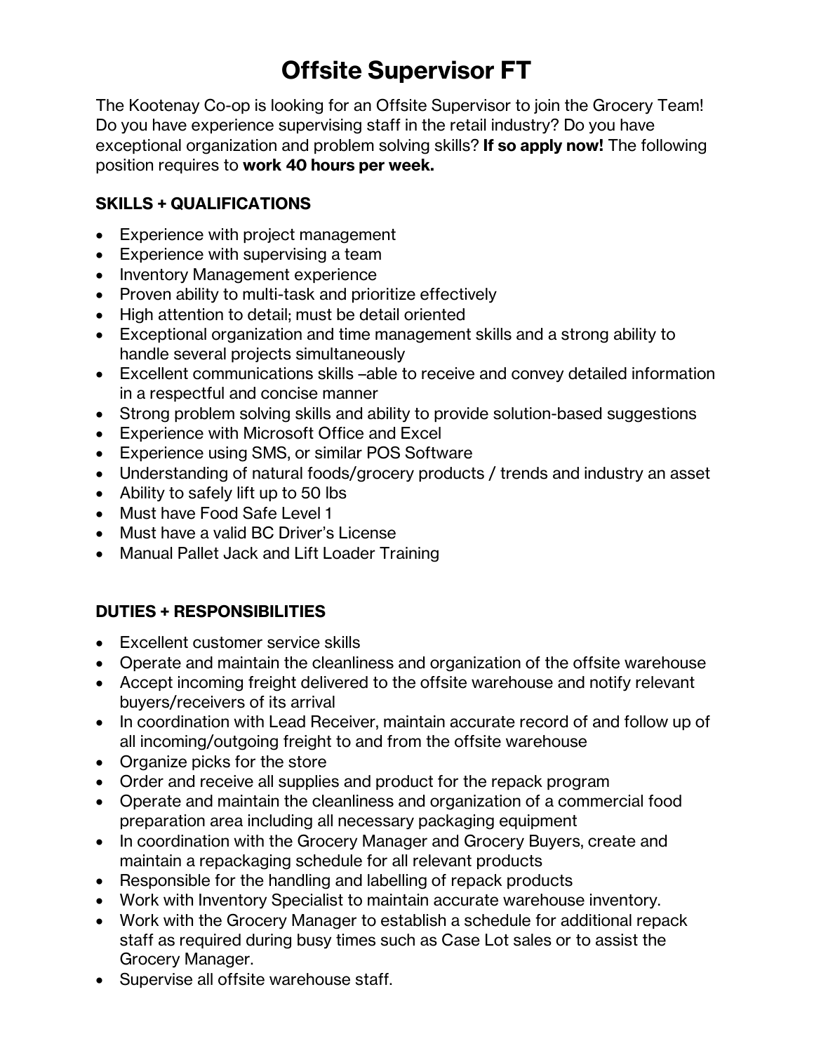# Offsite Supervisor FT

The Kootenay Co-op is looking for an Offsite Supervisor to join the Grocery Team! Do you have experience supervising staff in the retail industry? Do you have exceptional organization and problem solving skills? **If so apply now!** The following position requires to **work 40 hours per week.**

## SKILLS + QUALIFICATIONS

- Experience with project management
- Experience with supervising a team
- Inventory Management experience
- Proven ability to multi-task and prioritize effectively
- High attention to detail; must be detail oriented
- Exceptional organization and time management skills and a strong ability to handle several projects simultaneously
- Excellent communications skills –able to receive and convey detailed information in a respectful and concise manner
- Strong problem solving skills and ability to provide solution-based suggestions
- Experience with Microsoft Office and Excel
- Experience using SMS, or similar POS Software
- Understanding of natural foods/grocery products / trends and industry an asset
- Ability to safely lift up to 50 lbs
- Must have Food Safe Level 1
- Must have a valid BC Driver's License
- Manual Pallet Jack and Lift Loader Training

## DUTIES + RESPONSIBILITIES

- Excellent customer service skills
- Operate and maintain the cleanliness and organization of the offsite warehouse
- Accept incoming freight delivered to the offsite warehouse and notify relevant buyers/receivers of its arrival
- In coordination with Lead Receiver, maintain accurate record of and follow up of all incoming/outgoing freight to and from the offsite warehouse
- Organize picks for the store
- Order and receive all supplies and product for the repack program
- Operate and maintain the cleanliness and organization of a commercial food preparation area including all necessary packaging equipment
- In coordination with the Grocery Manager and Grocery Buyers, create and maintain a repackaging schedule for all relevant products
- Responsible for the handling and labelling of repack products
- Work with Inventory Specialist to maintain accurate warehouse inventory.
- Work with the Grocery Manager to establish a schedule for additional repack staff as required during busy times such as Case Lot sales or to assist the Grocery Manager.
- Supervise all offsite warehouse staff.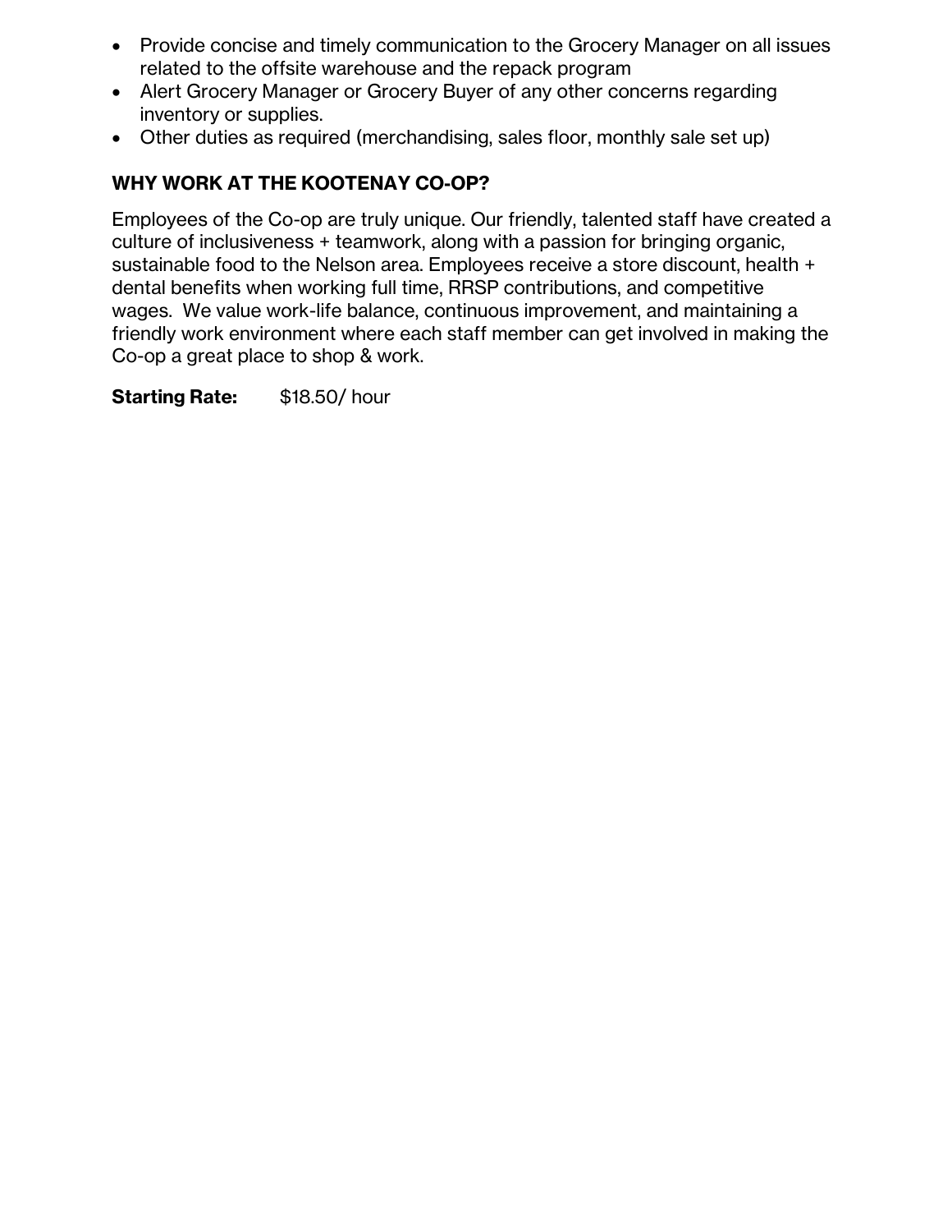- Provide concise and timely communication to the Grocery Manager on all issues related to the offsite warehouse and the repack program
- Alert Grocery Manager or Grocery Buyer of any other concerns regarding inventory or supplies.
- Other duties as required (merchandising, sales floor, monthly sale set up)

**WHY WORK AT THE KOOTENAY CO-OP?**

Employees of the Co-op are truly unique. Our friendly, talented staff have created a culture of inclusiveness + teamwork, along with a passion for bringing organic, sustainable food to the Nelson area. Employees receive a store discount, health + dental benefits when working full time, RRSP contributions, and competitive wages. We value work-life balance, continuous improvement, and maintaining a friendly work environment where each staff member can get involved in making the Co-op a great place to shop & work.

**Starting Rate:** $18.50/ hour